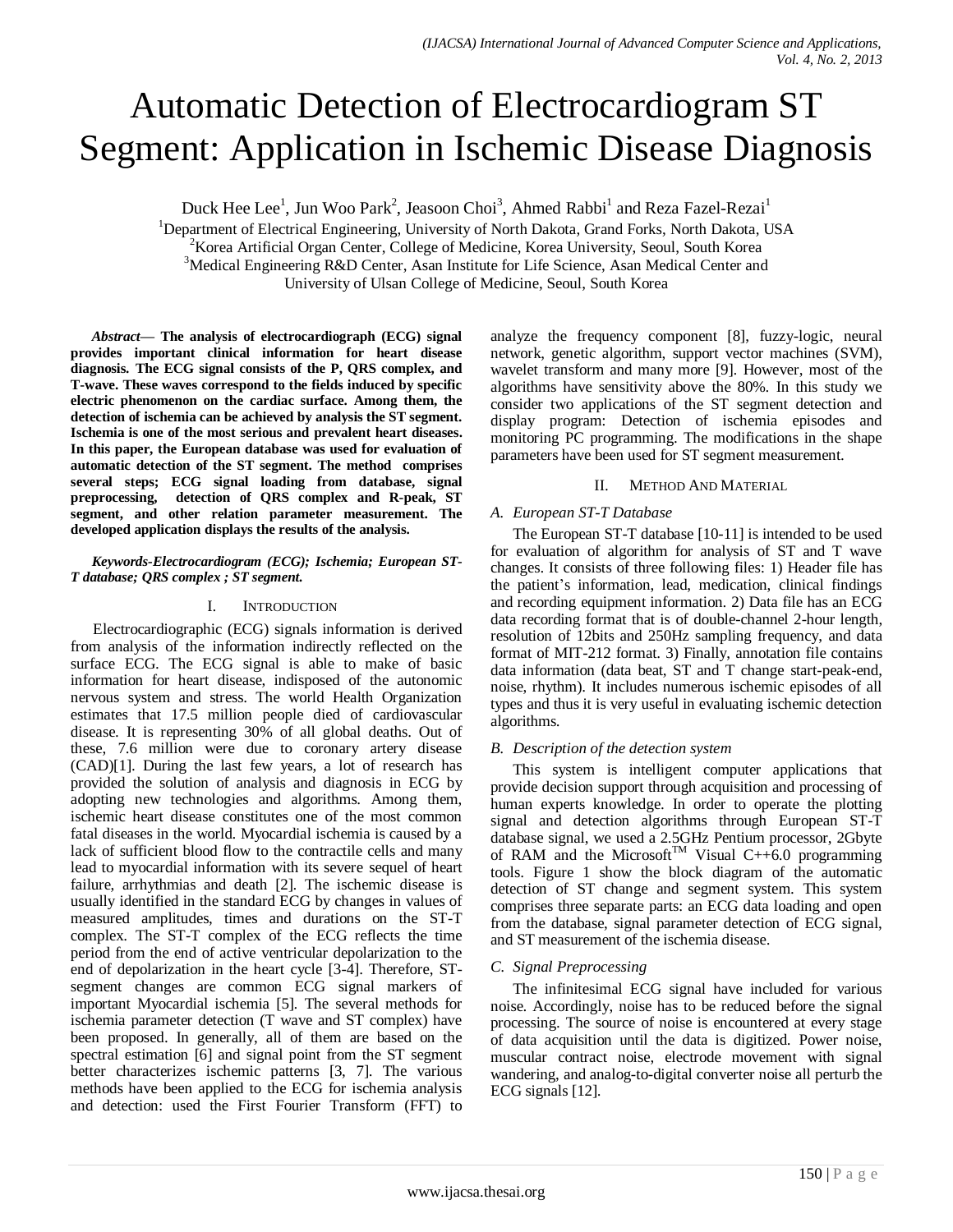# Automatic Detection of Electrocardiogram ST Segment: Application in Ischemic Disease Diagnosis

Duck Hee Lee[1], Jun Woo Park[2], Jeasoon Choi[3], Ahmed Rabbi[1] and Reza Fazel-Rezai[1]

[1]Department of Electrical Engineering, University of North Dakota, Grand Forks, North Dakota, USA
[2]Korea Artificial Organ Center, College of Medicine, Korea University, Seoul, South Korea
[3]Medical Engineering R&D Center, Asan Institute for Life Science, Asan Medical Center and University of Ulsan College of Medicine, Seoul, South Korea

***Abstract*— The analysis of electrocardiograph (ECG) signal provides important clinical information for heart disease diagnosis. The ECG signal consists of the P, QRS complex, and T-wave. These waves correspond to the fields induced by specific electric phenomenon on the cardiac surface. Among them, the detection of ischemia can be achieved by analysis the ST segment. Ischemia is one of the most serious and prevalent heart diseases. In this paper, the European database was used for evaluation of automatic detection of the ST segment. The method comprises several steps; ECG signal loading from database, signal preprocessing, detection of QRS complex and R-peak, ST segment, and other relation parameter measurement. The developed application displays the results of the analysis.**

***Keywords-Electrocardiogram (ECG); Ischemia; European ST-T database; QRS complex ; ST segment.***

## I. Introduction

Electrocardiographic (ECG) signals information is derived from analysis of the information indirectly reflected on the surface ECG. The ECG signal is able to make of basic information for heart disease, indisposed of the autonomic nervous system and stress. The world Health Organization estimates that 17.5 million people died of cardiovascular disease. It is representing 30% of all global deaths. Out of these, 7.6 million were due to coronary artery disease (CAD)[1]. During the last few years, a lot of research has provided the solution of analysis and diagnosis in ECG by adopting new technologies and algorithms. Among them, ischemic heart disease constitutes one of the most common fatal diseases in the world. Myocardial ischemia is caused by a lack of sufficient blood flow to the contractile cells and many lead to myocardial information with its severe sequel of heart failure, arrhythmias and death [2]. The ischemic disease is usually identified in the standard ECG by changes in values of measured amplitudes, times and durations on the ST-T complex. The ST-T complex of the ECG reflects the time period from the end of active ventricular depolarization to the end of depolarization in the heart cycle [3-4]. Therefore, ST-segment changes are common ECG signal markers of important Myocardial ischemia [5]. The several methods for ischemia parameter detection (T wave and ST complex) have been proposed. In generally, all of them are based on the spectral estimation [6] and signal point from the ST segment better characterizes ischemic patterns [3, 7]. The various methods have been applied to the ECG for ischemia analysis and detection: used the First Fourier Transform (FFT) to analyze the frequency component [8], fuzzy-logic, neural network, genetic algorithm, support vector machines (SVM), wavelet transform and many more [9]. However, most of the algorithms have sensitivity above the 80%. In this study we consider two applications of the ST segment detection and display program: Detection of ischemia episodes and monitoring PC programming. The modifications in the shape parameters have been used for ST segment measurement.

## II. Method And Material

### *A. European ST-T Database*

The European ST-T database [10-11] is intended to be used for evaluation of algorithm for analysis of ST and T wave changes. It consists of three following files: 1) Header file has the patient's information, lead, medication, clinical findings and recording equipment information. 2) Data file has an ECG data recording format that is of double-channel 2-hour length, resolution of 12bits and 250Hz sampling frequency, and data format of MIT-212 format. 3) Finally, annotation file contains data information (data beat, ST and T change start-peak-end, noise, rhythm). It includes numerous ischemic episodes of all types and thus it is very useful in evaluating ischemic detection algorithms.

### *B. Description of the detection system*

This system is intelligent computer applications that provide decision support through acquisition and processing of human experts knowledge. In order to operate the plotting signal and detection algorithms through European ST-T database signal, we used a 2.5GHz Pentium processor, 2Gbyte of RAM and the Microsoft™ Visual C++6.0 programming tools. Figure 1 show the block diagram of the automatic detection of ST change and segment system. This system comprises three separate parts: an ECG data loading and open from the database, signal parameter detection of ECG signal, and ST measurement of the ischemia disease.

### *C. Signal Preprocessing*

The infinitesimal ECG signal have included for various noise. Accordingly, noise has to be reduced before the signal processing. The source of noise is encountered at every stage of data acquisition until the data is digitized. Power noise, muscular contract noise, electrode movement with signal wandering, and analog-to-digital converter noise all perturb the ECG signals [12].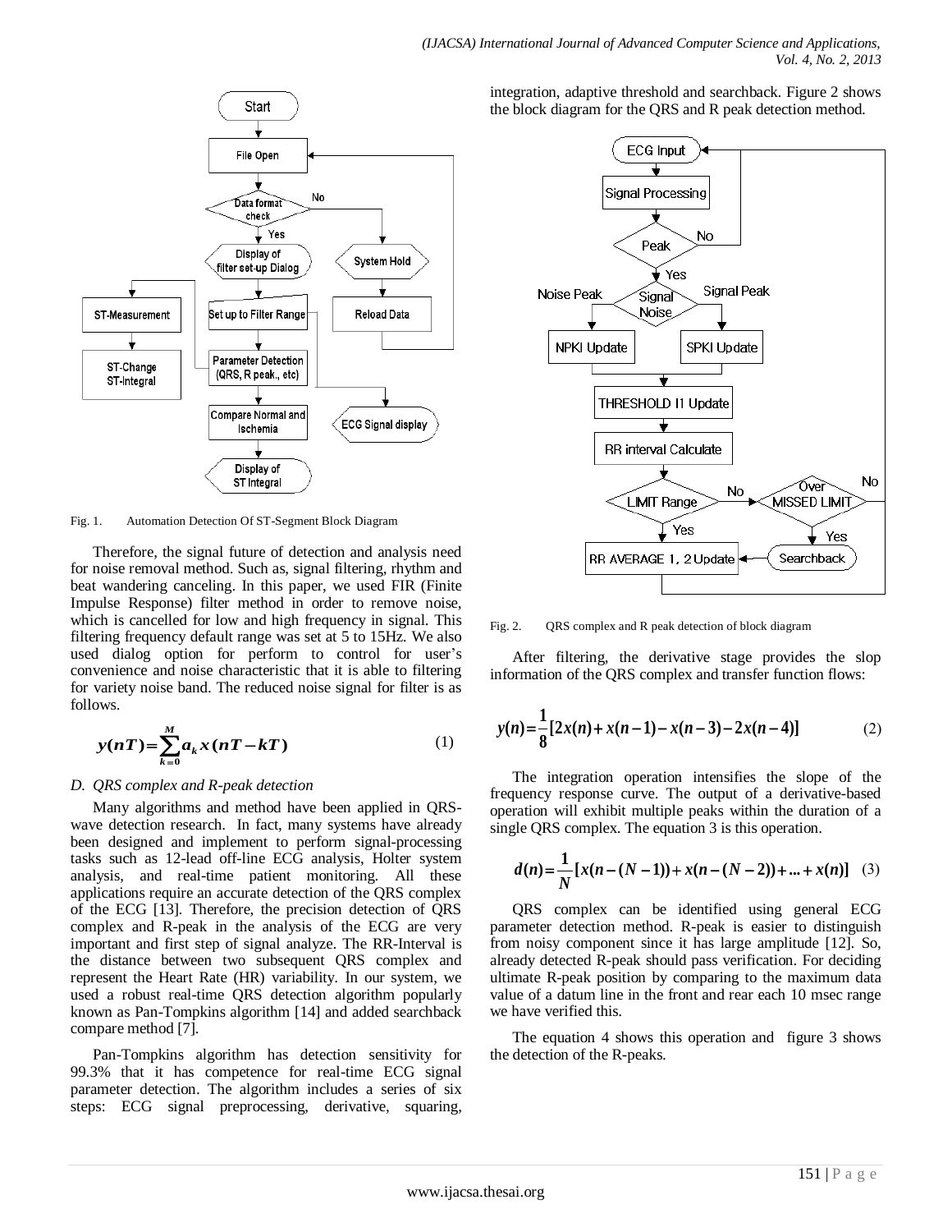Fig. 1. Automation Detection Of ST-Segment Block Diagram

Therefore, the signal future of detection and analysis need for noise removal method. Such as, signal filtering, rhythm and beat wandering canceling. In this paper, we used FIR (Finite Impulse Response) filter method in order to remove noise, which is cancelled for low and high frequency in signal. This filtering frequency default range was set at 5 to 15Hz. We also used dialog option for perform to control for user's convenience and noise characteristic that it is able to filtering for variety noise band. The reduced noise signal for filter is as follows.

$$y(nT)=\sum_{k=0}^{M}a_k x(nT-kT) \qquad (1)$$

### *D. QRS complex and R-peak detection*

Many algorithms and method have been applied in QRS-wave detection research. In fact, many systems have already been designed and implement to perform signal-processing tasks such as 12-lead off-line ECG analysis, Holter system analysis, and real-time patient monitoring. All these applications require an accurate detection of the QRS complex of the ECG [13]. Therefore, the precision detection of QRS complex and R-peak in the analysis of the ECG are very important and first step of signal analyze. The RR-Interval is the distance between two subsequent QRS complex and represent the Heart Rate (HR) variability. In our system, we used a robust real-time QRS detection algorithm popularly known as Pan-Tompkins algorithm [14] and added searchback compare method [7].

Pan-Tompkins algorithm has detection sensitivity for 99.3% that it has competence for real-time ECG signal parameter detection. The algorithm includes a series of six steps: ECG signal preprocessing, derivative, squaring, integration, adaptive threshold and searchback. Figure 2 shows the block diagram for the QRS and R peak detection method.

Fig. 2. QRS complex and R peak detection of block diagram

After filtering, the derivative stage provides the slop information of the QRS complex and transfer function flows:

$$y(n)=\frac{1}{8}[2x(n)+x(n-1)-x(n-3)-2x(n-4)] \qquad (2)$$

The integration operation intensifies the slope of the frequency response curve. The output of a derivative-based operation will exhibit multiple peaks within the duration of a single QRS complex. The equation 3 is this operation.

$$d(n)=\frac{1}{N}[x(n-(N-1))+x(n-(N-2))+...+x(n)] \qquad (3)$$

QRS complex can be identified using general ECG parameter detection method. R-peak is easier to distinguish from noisy component since it has large amplitude [12]. So, already detected R-peak should pass verification. For deciding ultimate R-peak position by comparing to the maximum data value of a datum line in the front and rear each 10 msec range we have verified this.

The equation 4 shows this operation and figure 3 shows the detection of the R-peaks.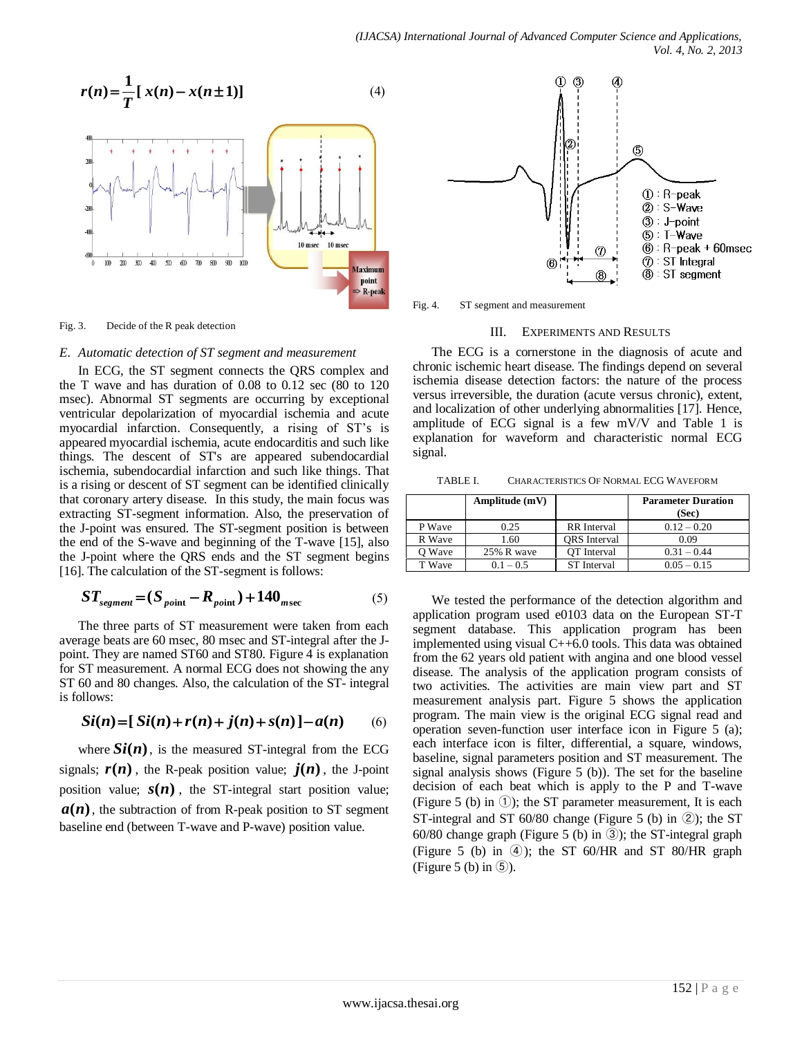$$r(n) = \frac{1}{T}[x(n) - x(n \pm 1)] \quad (4)$$

Fig. 3. Decide of the R peak detection

### E. Automatic detection of ST segment and measurement

In ECG, the ST segment connects the QRS complex and the T wave and has duration of 0.08 to 0.12 sec (80 to 120 msec). Abnormal ST segments are occurring by exceptional ventricular depolarization of myocardial ischemia and acute myocardial infarction. Consequently, a rising of ST's is appeared myocardial ischemia, acute endocarditis and such like things. The descent of ST's are appeared subendocardial ischemia, subendocardial infarction and such like things. That is a rising or descent of ST segment can be identified clinically that coronary artery disease. In this study, the main focus was extracting ST-segment information. Also, the preservation of the J-point was ensured. The ST-segment position is between the end of the S-wave and beginning of the T-wave [15], also the J-point where the QRS ends and the ST segment begins [16]. The calculation of the ST-segment is follows:

$$ST_{segment} = (S_{point} - R_{point}) + 140_{msec} \quad (5)$$

The three parts of ST measurement were taken from each average beats are 60 msec, 80 msec and ST-integral after the J-point. They are named ST60 and ST80. Figure 4 is explanation for ST measurement. A normal ECG does not showing the any ST 60 and 80 changes. Also, the calculation of the ST- integral is follows:

$$Si(n) = [Si(n) + r(n) + j(n) + s(n)] - a(n) \quad (6)$$

where $Si(n)$, is the measured ST-integral from the ECG signals; $r(n)$, the R-peak position value; $j(n)$, the J-point position value; $s(n)$, the ST-integral start position value; $a(n)$, the subtraction of from R-peak position to ST segment baseline end (between T-wave and P-wave) position value.

Fig. 4. ST segment and measurement

## III. Experiments and Results

The ECG is a cornerstone in the diagnosis of acute and chronic ischemic heart disease. The findings depend on several ischemia disease detection factors: the nature of the process versus irreversible, the duration (acute versus chronic), extent, and localization of other underlying abnormalities [17]. Hence, amplitude of ECG signal is a few mV/V and Table 1 is explanation for waveform and characteristic normal ECG signal.

TABLE I. Characteristics Of Normal ECG Waveform

| | Amplitude (mV) | | Parameter Duration (Sec) |
|---|---|---|---|
| P Wave | 0.25 | RR Interval | 0.12 – 0.20 |
| R Wave | 1.60 | QRS Interval | 0.09 |
| Q Wave | 25% R wave | QT Interval | 0.31 – 0.44 |
| T Wave | 0.1 – 0.5 | ST Interval | 0.05 – 0.15 |

We tested the performance of the detection algorithm and application program used e0103 data on the European ST-T segment database. This application program has been implemented using visual C++6.0 tools. This data was obtained from the 62 years old patient with angina and one blood vessel disease. The analysis of the application program consists of two activities. The activities are main view part and ST measurement analysis part. Figure 5 shows the using application program. The main view is the original ECG signal read and operation seven-function user interface icon in Figure 5 (a); each interface icon is filter, differential, a square, windows, baseline, signal parameters position and ST measurement. The signal analysis shows (Figure 5 (b)). The set for the baseline decision of each beat which is apply to the P and T-wave (Figure 5 (b) in ①); the ST parameter measurement, It is each ST-integral and ST 60/80 change (Figure 5 (b) in ②); the ST 60/80 change graph (Figure 5 (b) in ③); the ST-integral graph (Figure 5 (b) in ④); the ST 60/HR and ST 80/HR graph (Figure 5 (b) in ⑤).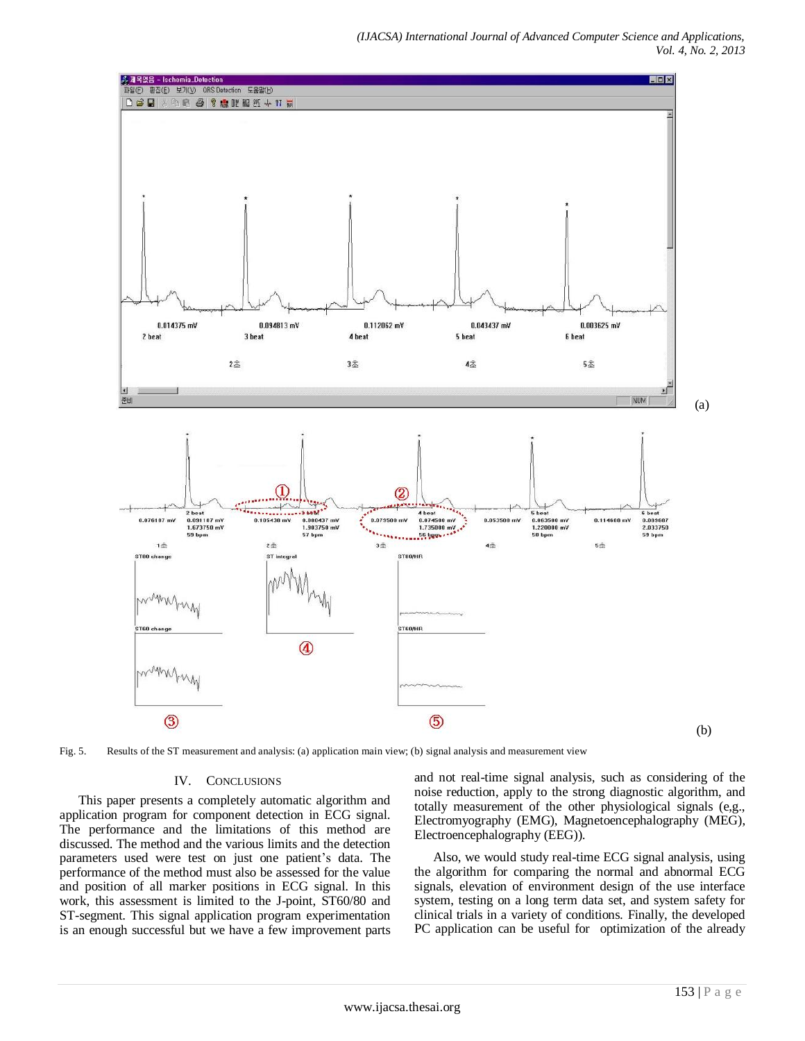Fig. 5. Results of the ST measurement and analysis: (a) application main view; (b) signal analysis and measurement view

## IV. CONCLUSIONS

This paper presents a completely automatic algorithm and application program for component detection in ECG signal. The performance and the limitations of this method are discussed. The method and the various limits and the detection parameters used were test on just one patient's data. The performance of the method must also be assessed for the value and position of all marker positions in ECG signal. In this work, this assessment is limited to the J-point, ST60/80 and ST-segment. This signal application program experimentation is an enough successful but we have a few improvement parts and not real-time signal analysis, such as considering of the noise reduction, apply to the strong diagnostic algorithm, and totally measurement of the other physiological signals (e.g., Electromyography (EMG), Magnetoencephalography (MEG), Electroencephalography (EEG)).

Also, we would study real-time ECG signal analysis, using the algorithm for comparing the normal and abnormal ECG signals, elevation of environment design of the use interface system, testing on a long term data set, and system safety for clinical trials in a variety of conditions. Finally, the developed PC application can be useful for optimization of the already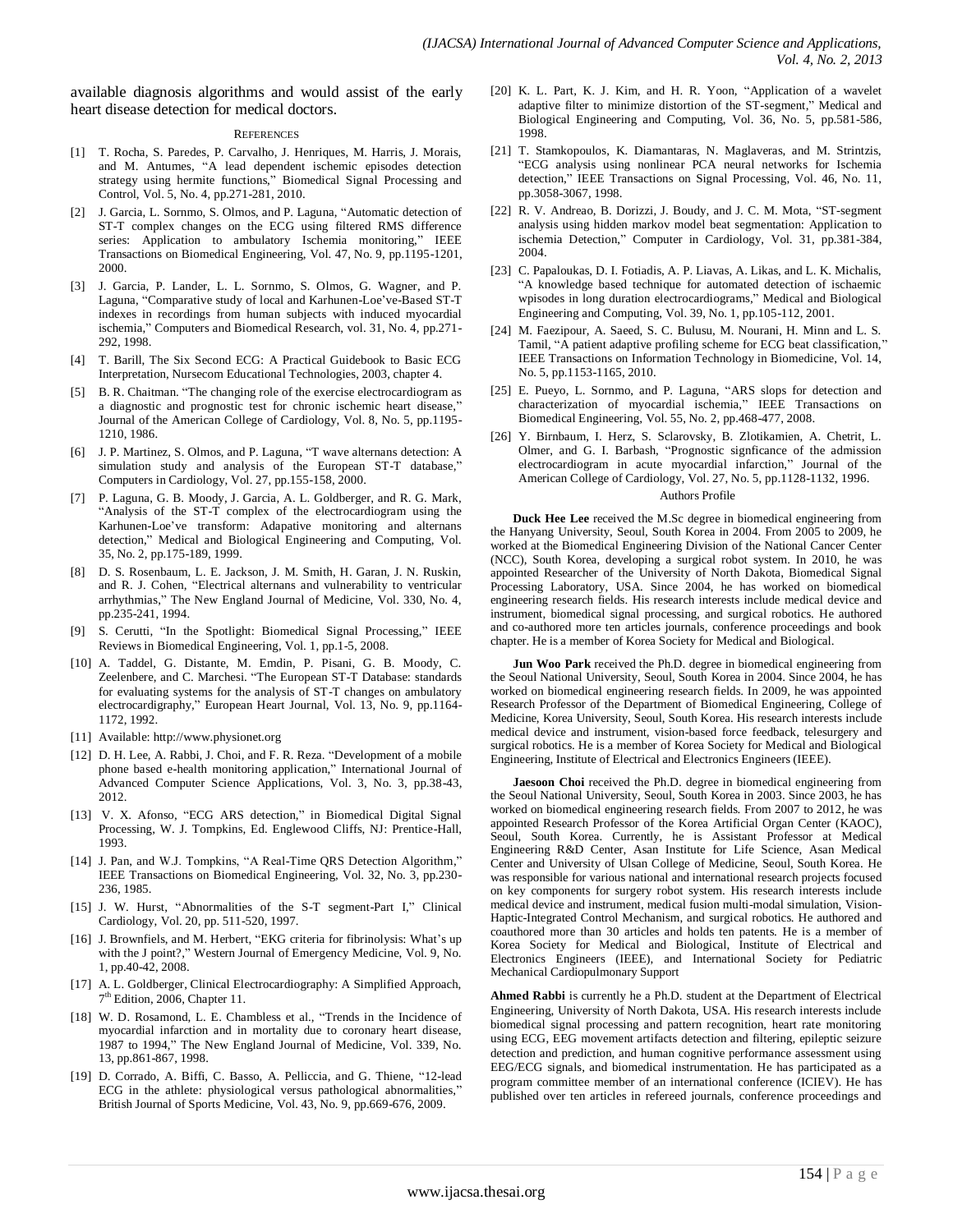available diagnosis algorithms and would assist of the early heart disease detection for medical doctors.

## REFERENCES

[1] T. Rocha, S. Paredes, P. Carvalho, J. Henriques, M. Harris, J. Morais, and M. Antumes, "A lead dependent ischemic episodes detection strategy using hermite functions," Biomedical Signal Processing and Control, Vol. 5, No. 4, pp.271-281, 2010.

[2] J. Garcia, L. Sornmo, S. Olmos, and P. Laguna, "Automatic detection of ST-T complex changes on the ECG using filtered RMS difference series: Application to ambulatory Ischemia monitoring," IEEE Transactions on Biomedical Engineering, Vol. 47, No. 9, pp.1195-1201, 2000.

[3] J. Garcia, P. Lander, L. L. Sornmo, S. Olmos, G. Wagner, and P. Laguna, "Comparative study of local and Karhunen-Loe've-Based ST-T indexes in recordings from human subjects with induced myocardial ischemia," Computers and Biomedical Research, vol. 31, No. 4, pp.271-292, 1998.

[4] T. Barill, The Six Second ECG: A Practical Guidebook to Basic ECG Interpretation, Nursecom Educational Technologies, 2003, chapter 4.

[5] B. R. Chaitman. "The changing role of the exercise electrocardiogram as a diagnostic and prognostic test for chronic ischemic heart disease," Journal of the American College of Cardiology, Vol. 8, No. 5, pp.1195-1210, 1986.

[6] J. P. Martinez, S. Olmos, and P. Laguna, "T wave alternans detection: A simulation study and analysis of the European ST-T database," Computers in Cardiology, Vol. 27, pp.155-158, 2000.

[7] P. Laguna, G. B. Moody, J. Garcia, A. L. Goldberger, and R. G. Mark, "Analysis of the ST-T complex of the electrocardiogram using the Karhunen-Loe've transform: Adapative monitoring and alternans detection," Medical and Biological Engineering and Computing, Vol. 35, No. 2, pp.175-189, 1999.

[8] D. S. Rosenbaum, L. E. Jackson, J. M. Smith, H. Garan, J. N. Ruskin, and R. J. Cohen, "Electrical alternans and vulnerability to ventricular arrhythmias," The New England Journal of Medicine, Vol. 330, No. 4, pp.235-241, 1994.

[9] S. Cerutti, "In the Spotlight: Biomedical Signal Processing," IEEE Reviews in Biomedical Engineering, Vol. 1, pp.1-5, 2008.

[10] A. Taddel, G. Distante, M. Emdin, P. Pisani, G. B. Moody, C. Zeelenbere, and C. Marchesi. "The European ST-T Database: standards for evaluating systems for the analysis of ST-T changes on ambulatory electrocardigraphy," European Heart Journal, Vol. 13, No. 9, pp.1164-1172, 1992.

[11] Available: http://www.physionet.org

[12] D. H. Lee, A. Rabbi, J. Choi, and F. R. Reza. "Development of a mobile phone based e-health monitoring application," International Journal of Advanced Computer Science Applications, Vol. 3, No. 3, pp.38-43, 2012.

[13] V. X. Afonso, "ECG ARS detection," in Biomedical Digital Signal Processing, W. J. Tompkins, Ed. Englewood Cliffs, NJ: Prentice-Hall, 1993.

[14] J. Pan, and W.J. Tompkins, "A Real-Time QRS Detection Algorithm," IEEE Transactions on Biomedical Engineering, Vol. 32, No. 3, pp.230-236, 1985.

[15] J. W. Hurst, "Abnormalities of the S-T segment-Part I," Clinical Cardiology, Vol. 20, pp. 511-520, 1997.

[16] J. Brownfiels, and M. Herbert, "EKG criteria for fibrinolysis: What's up with the J point?," Western Journal of Emergency Medicine, Vol. 9, No. 1, pp.40-42, 2008.

[17] A. L. Goldberger, Clinical Electrocardiography: A Simplified Approach, 7th Edition, 2006, Chapter 11.

[18] W. D. Rosamond, L. E. Chambless et al., "Trends in the Incidence of myocardial infarction and in mortality due to coronary heart disease, 1987 to 1994," The New England Journal of Medicine, Vol. 339, No. 13, pp.861-867, 1998.

[19] D. Corrado, A. Biffi, C. Basso, A. Pelliccia, and G. Thiene, "12-lead ECG in the athlete: physiological versus pathological abnormalities," British Journal of Sports Medicine, Vol. 43, No. 9, pp.669-676, 2009.

[20] K. L. Part, K. J. Kim, and H. R. Yoon, "Application of a wavelet adaptive filter to minimize distortion of the ST-segment," Medical and Biological Engineering and Computing, Vol. 36, No. 5, pp.581-586, 1998.

[21] T. Stamkopoulos, K. Diamantaras, N. Maglaveras, and M. Strintzis, "ECG analysis using nonlinear PCA neural networks for Ischemia detection," IEEE Transactions on Signal Processing, Vol. 46, No. 11, pp.3058-3067, 1998.

[22] R. V. Andreao, B. Dorizzi, J. Boudy, and J. C. M. Mota, "ST-segment analysis using hidden markov model beat segmentation: Application to ischemia Detection," Computer in Cardiology, Vol. 31, pp.381-384, 2004.

[23] C. Papaloukas, D. I. Fotiadis, A. P. Liavas, A. Likas, and L. K. Michalis, "A knowledge based technique for automated detection of ischaemic wpisodes in long duration electrocardiograms," Medical and Biological Engineering and Computing, Vol. 39, No. 1, pp.105-112, 2001.

[24] M. Faezipour, A. Saeed, S. C. Bulusu, M. Nourani, H. Minn and L. S. Tamil, "A patient adaptive profiling scheme for ECG beat classification," IEEE Transactions on Information Technology in Biomedicine, Vol. 14, No. 5, pp.1153-1165, 2010.

[25] E. Pueyo, L. Sornmo, and P. Laguna, "ARS slops for detection and characterization of myocardial ischemia," IEEE Transactions on Biomedical Engineering, Vol. 55, No. 2, pp.468-477, 2008.

[26] Y. Birnbaum, I. Herz, S. Sclarovsky, B. Zlotikamien, A. Chetrit, L. Olmer, and G. I. Barbash, "Prognostic signficance of the admission electrocardiogram in acute myocardial infarction," Journal of the American College of Cardiology, Vol. 27, No. 5, pp.1128-1132, 1996.

## Authors Profile

**Duck Hee Lee** received the M.Sc degree in biomedical engineering from the Hanyang University, Seoul, South Korea in 2004. From 2005 to 2009, he worked at the Biomedical Engineering Division of the National Cancer Center (NCC), South Korea, developing a surgical robot system. In 2010, he was appointed Researcher of the University of North Dakota, Biomedical Signal Processing Laboratory, USA. Since 2004, he has worked on biomedical engineering research fields. His research interests include medical device and instrument, biomedical signal processing, and surgical robotics. He authored and co-authored more ten articles journals, conference proceedings and book chapter. He is a member of Korea Society for Medical and Biological.

**Jun Woo Park** received the Ph.D. degree in biomedical engineering from the Seoul National University, Seoul, South Korea in 2004. Since 2004, he has worked on biomedical engineering research fields. In 2009, he was appointed Research Professor of the Department of Biomedical Engineering, College of Medicine, Korea University, Seoul, South Korea. His research interests include medical device and instrument, vision-based force feedback, telesurgery and surgical robotics. He is a member of Korea Society for Medical and Biological Engineering, Institute of Electrical and Electronics Engineers (IEEE).

**Jaesoon Choi** received the Ph.D. degree in biomedical engineering from the Seoul National University, Seoul, South Korea in 2003. Since 2003, he has worked on biomedical engineering research fields. From 2007 to 2012, he was appointed Research Professor of the Korea Artificial Organ Center (KAOC), Seoul, South Korea. Currently, he is Assistant Professor at Medical Engineering R&D Center, Asan Institute for Life Science, Asan Medical Center and University of Ulsan College of Medicine, Seoul, South Korea. He was responsible for various national and international research projects focused on key components for surgery robot system. His research interests include medical device and instrument, medical fusion multi-modal simulation, Vision-Haptic-Integrated Control Mechanism, and surgical robotics. He authored and coauthored more than 30 articles and holds ten patents. He is a member of Korea Society for Medical and Biological, Institute of Electrical and Electronics Engineers (IEEE), and International Society for Pediatric Mechanical Cardiopulmonary Support

**Ahmed Rabbi** is currently he a Ph.D. student at the Department of Electrical Engineering, University of North Dakota, USA. His research interests include biomedical signal processing and pattern recognition, heart rate monitoring using ECG, EEG movement artifacts detection and filtering, epileptic seizure detection and prediction, and human cognitive performance assessment using EEG/ECG signals, and biomedical instrumentation. He has participated as a program committee member of an international conference (ICIEV). He has published over ten articles in refereed journals, conference proceedings and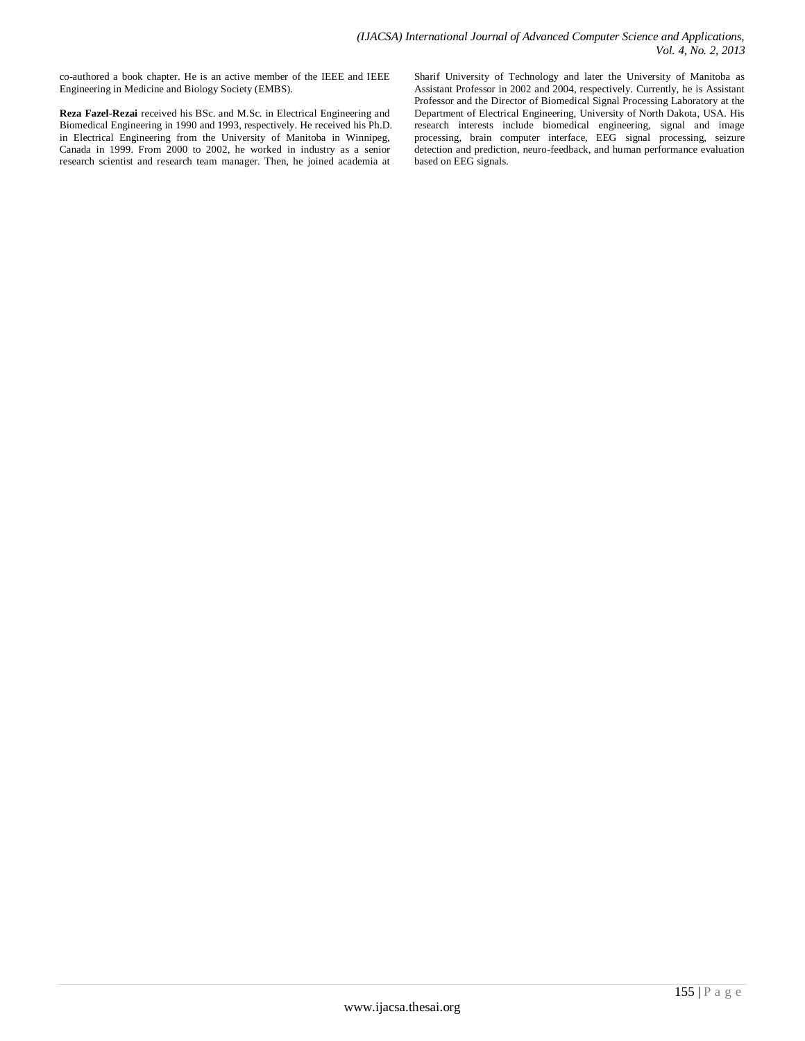co-authored a book chapter. He is an active member of the IEEE and IEEE Engineering in Medicine and Biology Society (EMBS).

**Reza Fazel-Rezai** received his BSc. and M.Sc. in Electrical Engineering and Biomedical Engineering in 1990 and 1993, respectively. He received his Ph.D. in Electrical Engineering from the University of Manitoba in Winnipeg, Canada in 1999. From 2000 to 2002, he worked in industry as a senior research scientist and research team manager. Then, he joined academia at Sharif University of Technology and later the University of Manitoba as Assistant Professor in 2002 and 2004, respectively. Currently, he is Assistant Professor and the Director of Biomedical Signal Processing Laboratory at the Department of Electrical Engineering, University of North Dakota, USA. His research interests include biomedical engineering, signal and image processing, brain computer interface, EEG signal processing, seizure detection and prediction, neuro-feedback, and human performance evaluation based on EEG signals.